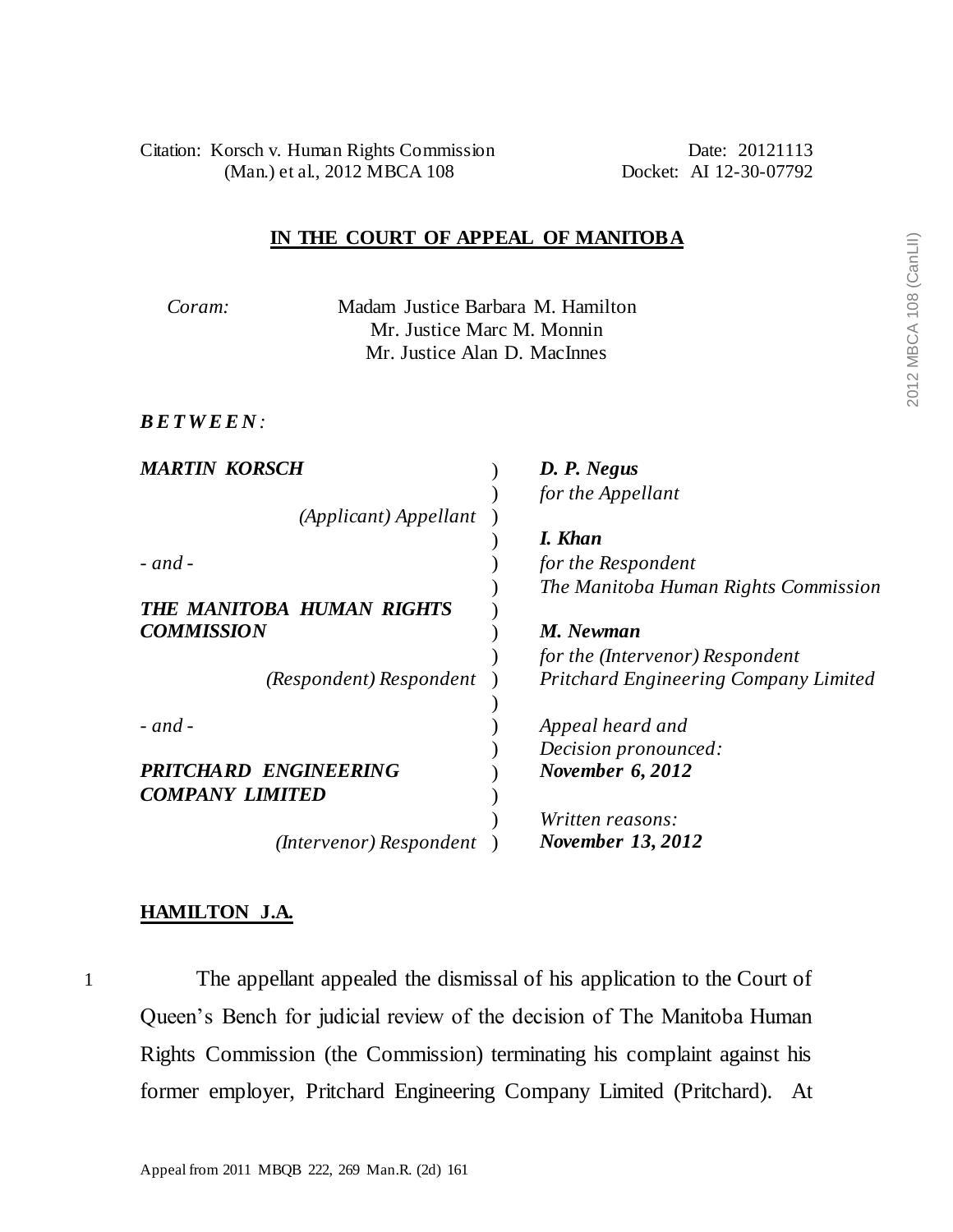Citation: Korsch v. Human Rights Commission (Man.) et al., 2012 MBCA 108

Date: 20121113
Docket: AI 12-30-07792

**IN THE COURT OF APPEAL OF MANITOBA**

*Coram:* Madam Justice Barbara M. Hamilton
Mr. Justice Marc M. Monnin
Mr. Justice Alan D. MacInnes

***B E T W E E N :***

| | |
|---|---|
| ***MARTIN KORSCH*** | ***D. P. Negus*** |
| *(Applicant) Appellant* | *for the Appellant* |
| | ***I. Khan*** |
| *- and -* | *for the Respondent* |
| | *The Manitoba Human Rights Commission* |
| ***THE MANITOBA HUMAN RIGHTS COMMISSION*** | ***M. Newman*** |
| | *for the (Intervenor) Respondent* |
| *(Respondent) Respondent* | *Pritchard Engineering Company Limited* |
| *- and -* | *Appeal heard and* |
| | *Decision pronounced:* |
| ***PRITCHARD ENGINEERING COMPANY LIMITED*** | ***November 6, 2012*** |
| | *Written reasons:* |
| *(Intervenor) Respondent* | ***November 13, 2012*** |

**HAMILTON J.A.**

1 The appellant appealed the dismissal of his application to the Court of Queen's Bench for judicial review of the decision of The Manitoba Human Rights Commission (the Commission) terminating his complaint against his former employer, Pritchard Engineering Company Limited (Pritchard). At

Appeal from 2011 MBQB 222, 269 Man.R. (2d) 161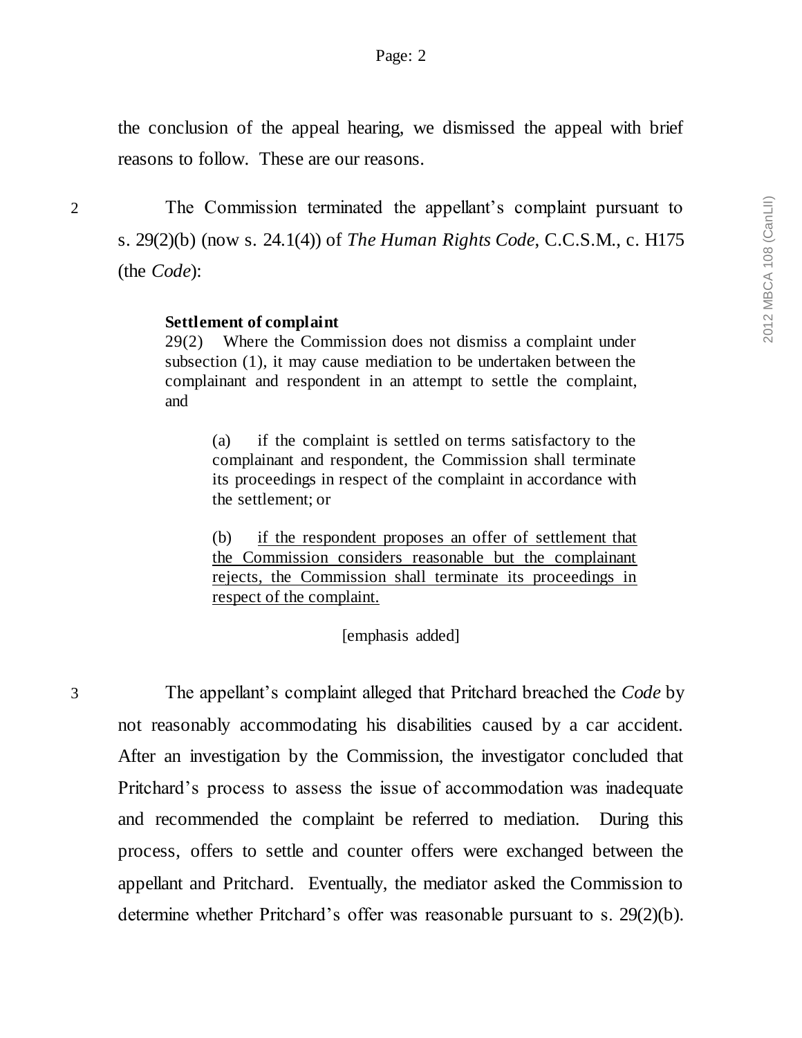the conclusion of the appeal hearing, we dismissed the appeal with brief reasons to follow. These are our reasons.

2 The Commission terminated the appellant's complaint pursuant to s. 29(2)(b) (now s. 24.1(4)) of *The Human Rights Code*, C.C.S.M., c. H175 (the *Code*):

> **Settlement of complaint**
> 29(2) Where the Commission does not dismiss a complaint under subsection (1), it may cause mediation to be undertaken between the complainant and respondent in an attempt to settle the complaint, and
>
> > (a) if the complaint is settled on terms satisfactory to the complainant and respondent, the Commission shall terminate its proceedings in respect of the complaint in accordance with the settlement; or
> >
> > (b) <u>if the respondent proposes an offer of settlement that the Commission considers reasonable but the complainant rejects, the Commission shall terminate its proceedings in respect of the complaint.</u>
>
> [emphasis added]

3 The appellant's complaint alleged that Pritchard breached the *Code* by not reasonably accommodating his disabilities caused by a car accident. After an investigation by the Commission, the investigator concluded that Pritchard's process to assess the issue of accommodation was inadequate and recommended the complaint be referred to mediation. During this process, offers to settle and counter offers were exchanged between the appellant and Pritchard. Eventually, the mediator asked the Commission to determine whether Pritchard's offer was reasonable pursuant to s. 29(2)(b).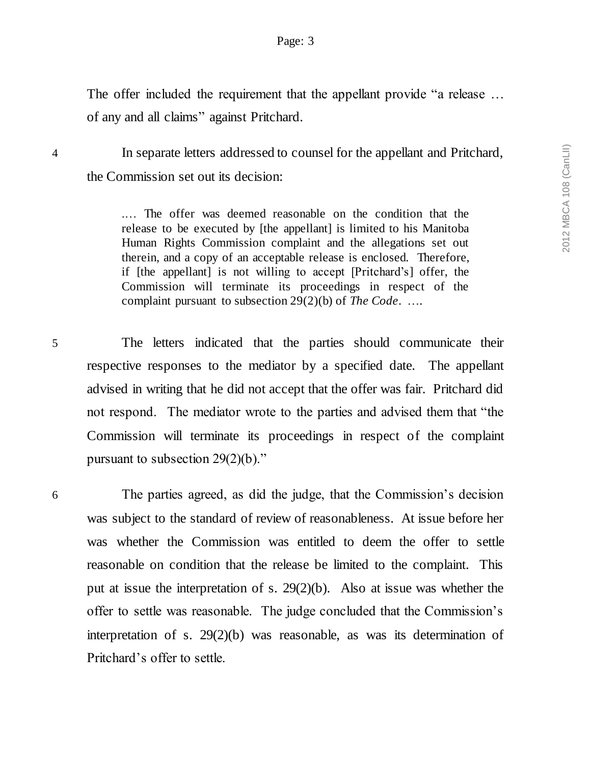The offer included the requirement that the appellant provide "a release … of any and all claims" against Pritchard.

4 In separate letters addressed to counsel for the appellant and Pritchard, the Commission set out its decision:

> .… The offer was deemed reasonable on the condition that the release to be executed by [the appellant] is limited to his Manitoba Human Rights Commission complaint and the allegations set out therein, and a copy of an acceptable release is enclosed. Therefore, if [the appellant] is not willing to accept [Pritchard's] offer, the Commission will terminate its proceedings in respect of the complaint pursuant to subsection 29(2)(b) of *The Code*. ….

5 The letters indicated that the parties should communicate their respective responses to the mediator by a specified date. The appellant advised in writing that he did not accept that the offer was fair. Pritchard did not respond. The mediator wrote to the parties and advised them that "the Commission will terminate its proceedings in respect of the complaint pursuant to subsection 29(2)(b)."

6 The parties agreed, as did the judge, that the Commission's decision was subject to the standard of review of reasonableness. At issue before her was whether the Commission was entitled to deem the offer to settle reasonable on condition that the release be limited to the complaint. This put at issue the interpretation of s. 29(2)(b). Also at issue was whether the offer to settle was reasonable. The judge concluded that the Commission's interpretation of s. 29(2)(b) was reasonable, as was its determination of Pritchard's offer to settle.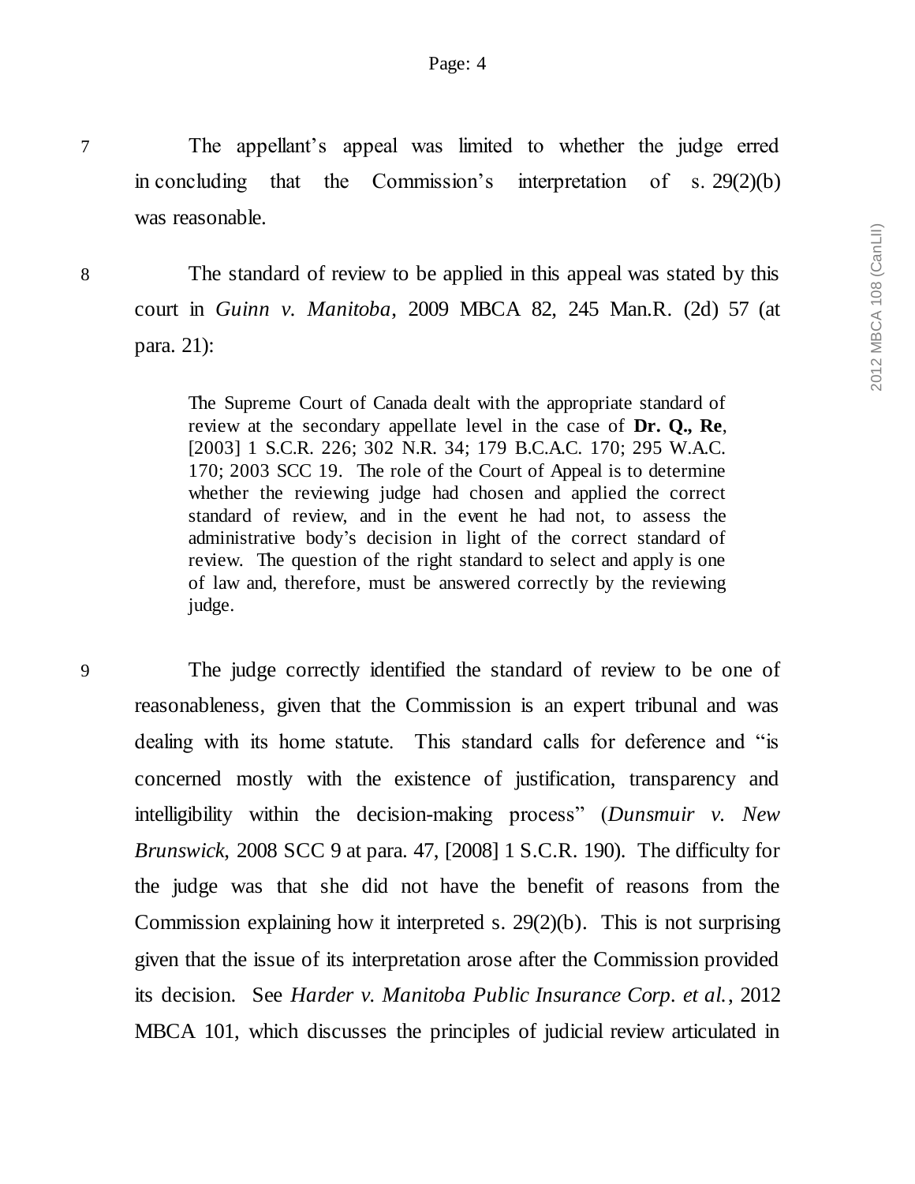7 The appellant's appeal was limited to whether the judge erred in concluding that the Commission's interpretation of s. 29(2)(b) was reasonable.

8 The standard of review to be applied in this appeal was stated by this court in *Guinn v. Manitoba*, 2009 MBCA 82, 245 Man.R. (2d) 57 (at para. 21):

> The Supreme Court of Canada dealt with the appropriate standard of review at the secondary appellate level in the case of **Dr. Q., Re**, [2003] 1 S.C.R. 226; 302 N.R. 34; 179 B.C.A.C. 170; 295 W.A.C. 170; 2003 SCC 19. The role of the Court of Appeal is to determine whether the reviewing judge had chosen and applied the correct standard of review, and in the event he had not, to assess the administrative body's decision in light of the correct standard of review. The question of the right standard to select and apply is one of law and, therefore, must be answered correctly by the reviewing judge.

9 The judge correctly identified the standard of review to be one of reasonableness, given that the Commission is an expert tribunal and was dealing with its home statute. This standard calls for deference and "is concerned mostly with the existence of justification, transparency and intelligibility within the decision-making process" (*Dunsmuir v. New Brunswick*, 2008 SCC 9 at para. 47, [2008] 1 S.C.R. 190). The difficulty for the judge was that she did not have the benefit of reasons from the Commission explaining how it interpreted s. 29(2)(b). This is not surprising given that the issue of its interpretation arose after the Commission provided its decision. See *Harder v. Manitoba Public Insurance Corp. et al.*, 2012 MBCA 101, which discusses the principles of judicial review articulated in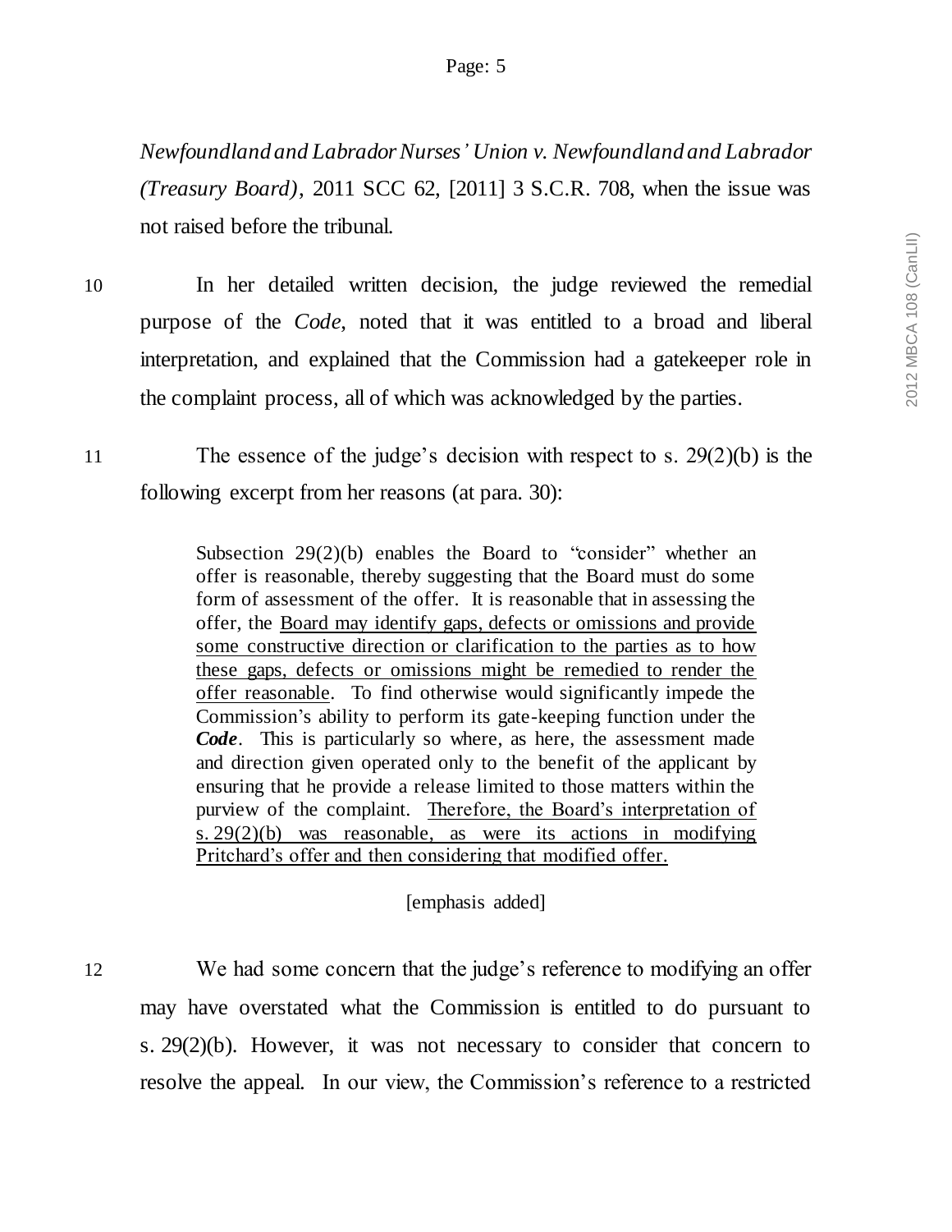*Newfoundland and Labrador Nurses' Union v. Newfoundland and Labrador (Treasury Board)*, 2011 SCC 62, [2011] 3 S.C.R. 708, when the issue was not raised before the tribunal.

10 In her detailed written decision, the judge reviewed the remedial purpose of the *Code*, noted that it was entitled to a broad and liberal interpretation, and explained that the Commission had a gatekeeper role in the complaint process, all of which was acknowledged by the parties.

11 The essence of the judge's decision with respect to s. 29(2)(b) is the following excerpt from her reasons (at para. 30):

> Subsection 29(2)(b) enables the Board to "consider" whether an offer is reasonable, thereby suggesting that the Board must do some form of assessment of the offer. It is reasonable that in assessing the offer, the <u>Board may identify gaps, defects or omissions and provide some constructive direction or clarification to the parties as to how these gaps, defects or omissions might be remedied to render the offer reasonable</u>. To find otherwise would significantly impede the Commission's ability to perform its gate-keeping function under the ***Code***. This is particularly so where, as here, the assessment made and direction given operated only to the benefit of the applicant by ensuring that he provide a release limited to those matters within the purview of the complaint. <u>Therefore, the Board's interpretation of s. 29(2)(b) was reasonable, as were its actions in modifying Pritchard's offer and then considering that modified offer.</u>
>
> [emphasis added]

12 We had some concern that the judge's reference to modifying an offer may have overstated what the Commission is entitled to do pursuant to s. 29(2)(b). However, it was not necessary to consider that concern to resolve the appeal. In our view, the Commission's reference to a restricted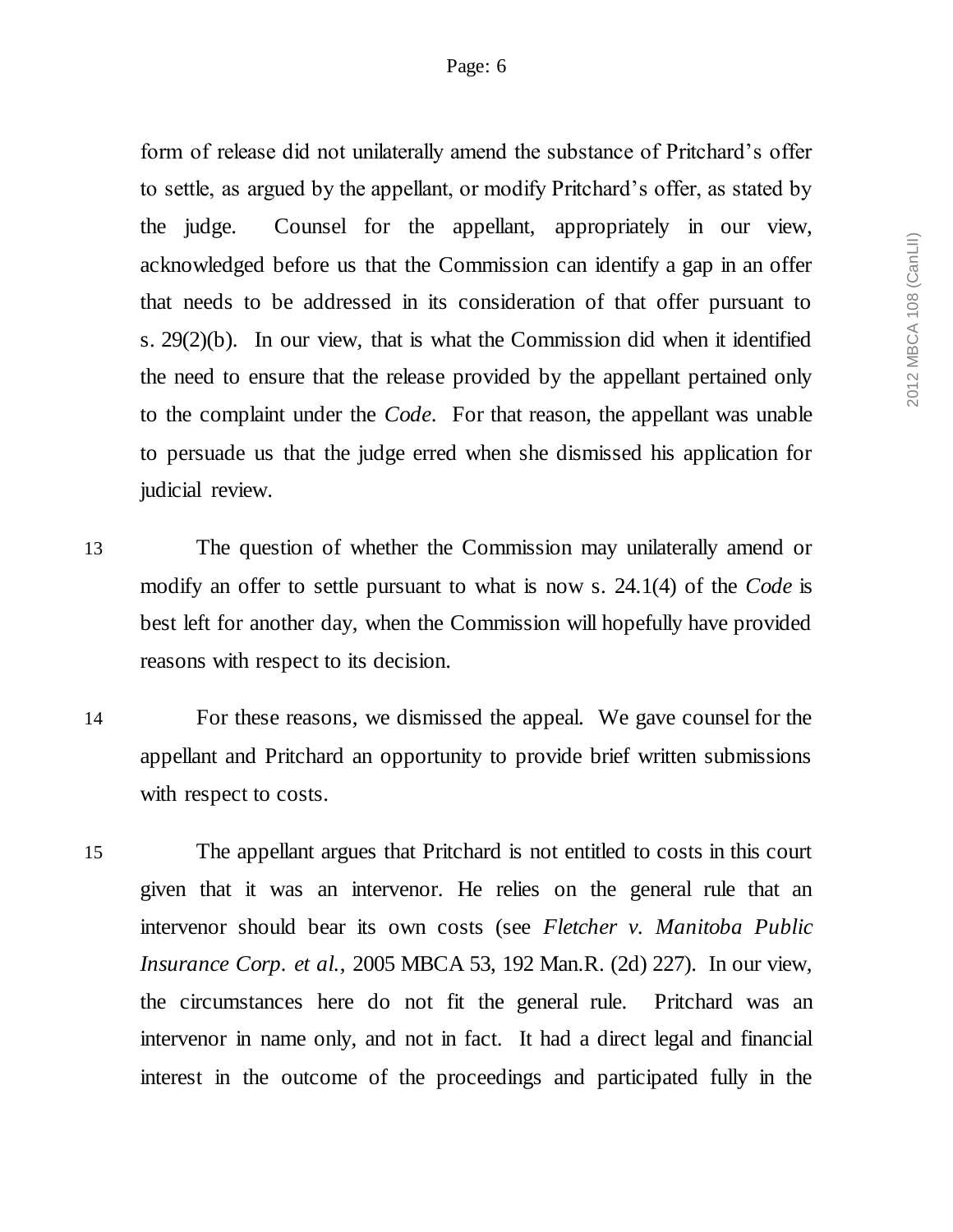form of release did not unilaterally amend the substance of Pritchard's offer to settle, as argued by the appellant, or modify Pritchard's offer, as stated by the judge. Counsel for the appellant, appropriately in our view, acknowledged before us that the Commission can identify a gap in an offer that needs to be addressed in its consideration of that offer pursuant to s. 29(2)(b). In our view, that is what the Commission did when it identified the need to ensure that the release provided by the appellant pertained only to the complaint under the *Code*. For that reason, the appellant was unable to persuade us that the judge erred when she dismissed his application for judicial review.

13 The question of whether the Commission may unilaterally amend or modify an offer to settle pursuant to what is now s. 24.1(4) of the *Code* is best left for another day, when the Commission will hopefully have provided reasons with respect to its decision.

14 For these reasons, we dismissed the appeal. We gave counsel for the appellant and Pritchard an opportunity to provide brief written submissions with respect to costs.

15 The appellant argues that Pritchard is not entitled to costs in this court given that it was an intervenor. He relies on the general rule that an intervenor should bear its own costs (see *Fletcher v. Manitoba Public Insurance Corp. et al.*, 2005 MBCA 53, 192 Man.R. (2d) 227). In our view, the circumstances here do not fit the general rule. Pritchard was an intervenor in name only, and not in fact. It had a direct legal and financial interest in the outcome of the proceedings and participated fully in the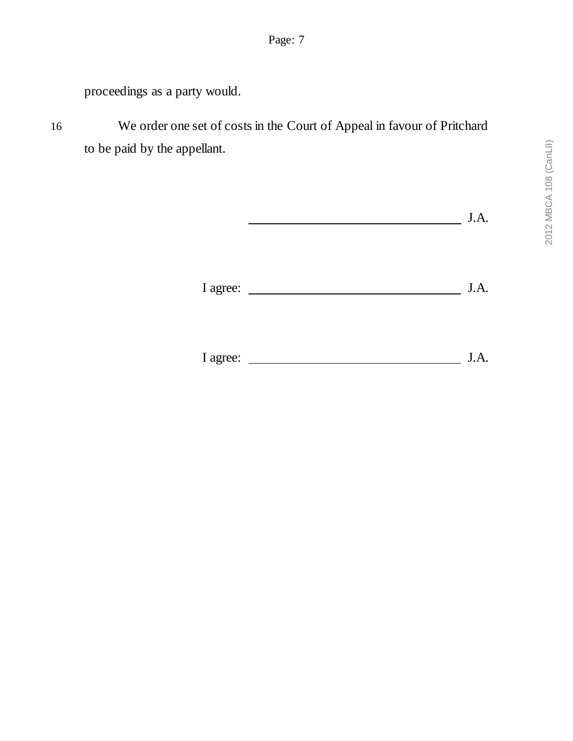proceedings as a party would.

16 We order one set of costs in the Court of Appeal in favour of Pritchard to be paid by the appellant.

\_\_\_\_\_\_\_\_\_\_\_\_\_\_\_\_\_\_\_\_\_\_\_\_\_\_\_\_\_\_\_\_ J.A.

I agree: \_\_\_\_\_\_\_\_\_\_\_\_\_\_\_\_\_\_\_\_\_\_\_\_\_\_\_\_\_\_\_\_ J.A.

I agree: \_\_\_\_\_\_\_\_\_\_\_\_\_\_\_\_\_\_\_\_\_\_\_\_\_\_\_\_\_\_\_\_ J.A.